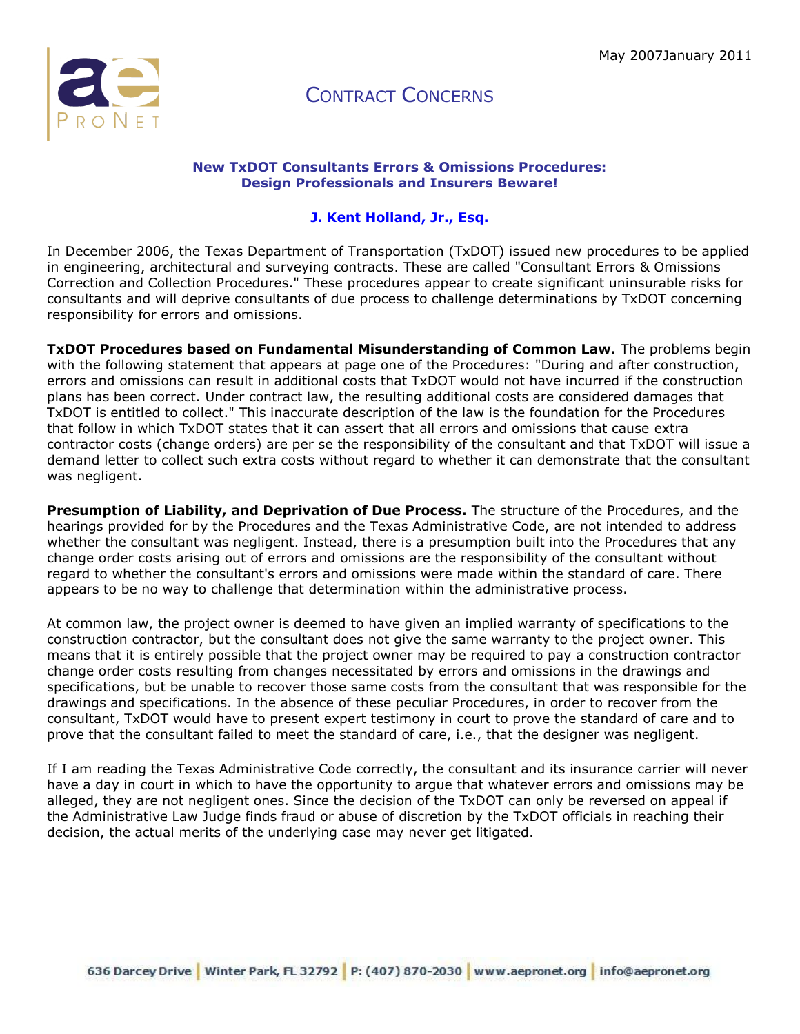May 2007January 2011

# Contract Concerns

### New TxDOT Consultants Errors & Omissions Procedures: Design Professionals and Insurers Beware!

**J. Kent Holland, Jr., Esq.**

In December 2006, the Texas Department of Transportation (TxDOT) issued new procedures to be applied in engineering, architectural and surveying contracts. These are called "Consultant Errors & Omissions Correction and Collection Procedures." These procedures appear to create significant uninsurable risks for consultants and will deprive consultants of due process to challenge determinations by TxDOT concerning responsibility for errors and omissions.

**TxDOT Procedures based on Fundamental Misunderstanding of Common Law.** The problems begin with the following statement that appears at page one of the Procedures: "During and after construction, errors and omissions can result in additional costs that TxDOT would not have incurred if the construction plans has been correct. Under contract law, the resulting additional costs are considered damages that TxDOT is entitled to collect." This inaccurate description of the law is the foundation for the Procedures that follow in which TxDOT states that it can assert that all errors and omissions that cause extra contractor costs (change orders) are per se the responsibility of the consultant and that TxDOT will issue a demand letter to collect such extra costs without regard to whether it can demonstrate that the consultant was negligent.

**Presumption of Liability, and Deprivation of Due Process.** The structure of the Procedures, and the hearings provided for by the Procedures and the Texas Administrative Code, are not intended to address whether the consultant was negligent. Instead, there is a presumption built into the Procedures that any change order costs arising out of errors and omissions are the responsibility of the consultant without regard to whether the consultant's errors and omissions were made within the standard of care. There appears to be no way to challenge that determination within the administrative process.

At common law, the project owner is deemed to have given an implied warranty of specifications to the construction contractor, but the consultant does not give the same warranty to the project owner. This means that it is entirely possible that the project owner may be required to pay a construction contractor change order costs resulting from changes necessitated by errors and omissions in the drawings and specifications, but be unable to recover those same costs from the consultant that was responsible for the drawings and specifications. In the absence of these peculiar Procedures, in order to recover from the consultant, TxDOT would have to present expert testimony in court to prove the standard of care and to prove that the consultant failed to meet the standard of care, i.e., that the designer was negligent.

If I am reading the Texas Administrative Code correctly, the consultant and its insurance carrier will never have a day in court in which to have the opportunity to argue that whatever errors and omissions may be alleged, they are not negligent ones. Since the decision of the TxDOT can only be reversed on appeal if the Administrative Law Judge finds fraud or abuse of discretion by the TxDOT officials in reaching their decision, the actual merits of the underlying case may never get litigated.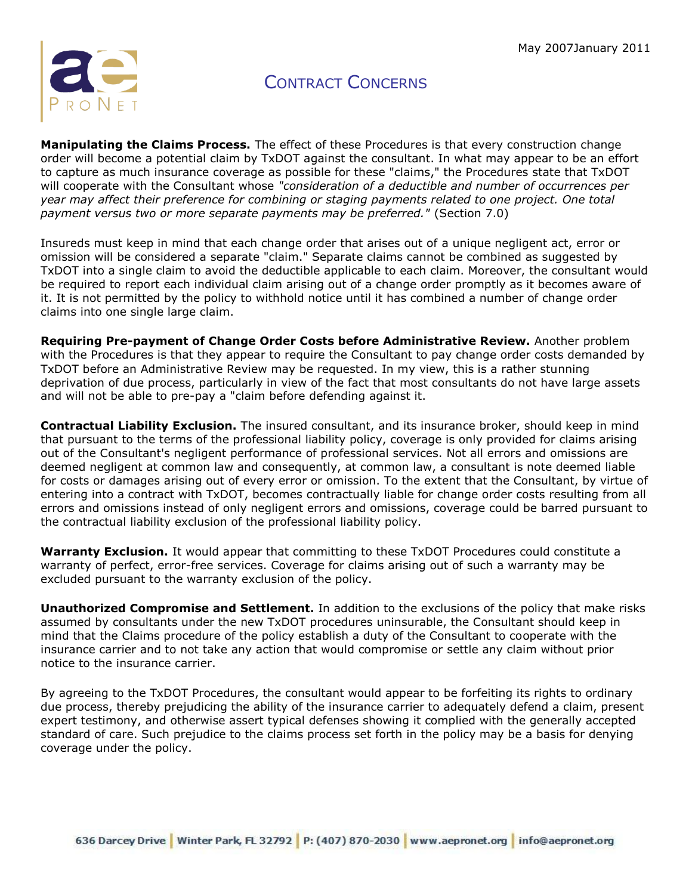# CONTRACT CONCERNS

**Manipulating the Claims Process.** The effect of these Procedures is that every construction change order will become a potential claim by TxDOT against the consultant. In what may appear to be an effort to capture as much insurance coverage as possible for these "claims," the Procedures state that TxDOT will cooperate with the Consultant whose *"consideration of a deductible and number of occurrences per year may affect their preference for combining or staging payments related to one project. One total payment versus two or more separate payments may be preferred."* (Section 7.0)

Insureds must keep in mind that each change order that arises out of a unique negligent act, error or omission will be considered a separate "claim." Separate claims cannot be combined as suggested by TxDOT into a single claim to avoid the deductible applicable to each claim. Moreover, the consultant would be required to report each individual claim arising out of a change order promptly as it becomes aware of it. It is not permitted by the policy to withhold notice until it has combined a number of change order claims into one single large claim.

**Requiring Pre-payment of Change Order Costs before Administrative Review.** Another problem with the Procedures is that they appear to require the Consultant to pay change order costs demanded by TxDOT before an Administrative Review may be requested. In my view, this is a rather stunning deprivation of due process, particularly in view of the fact that most consultants do not have large assets and will not be able to pre-pay a "claim before defending against it.

**Contractual Liability Exclusion.** The insured consultant, and its insurance broker, should keep in mind that pursuant to the terms of the professional liability policy, coverage is only provided for claims arising out of the Consultant's negligent performance of professional services. Not all errors and omissions are deemed negligent at common law and consequently, at common law, a consultant is note deemed liable for costs or damages arising out of every error or omission. To the extent that the Consultant, by virtue of entering into a contract with TxDOT, becomes contractually liable for change order costs resulting from all errors and omissions instead of only negligent errors and omissions, coverage could be barred pursuant to the contractual liability exclusion of the professional liability policy.

**Warranty Exclusion.** It would appear that committing to these TxDOT Procedures could constitute a warranty of perfect, error-free services. Coverage for claims arising out of such a warranty may be excluded pursuant to the warranty exclusion of the policy.

**Unauthorized Compromise and Settlement.** In addition to the exclusions of the policy that make risks assumed by consultants under the new TxDOT procedures uninsurable, the Consultant should keep in mind that the Claims procedure of the policy establish a duty of the Consultant to cooperate with the insurance carrier and to not take any action that would compromise or settle any claim without prior notice to the insurance carrier.

By agreeing to the TxDOT Procedures, the consultant would appear to be forfeiting its rights to ordinary due process, thereby prejudicing the ability of the insurance carrier to adequately defend a claim, present expert testimony, and otherwise assert typical defenses showing it complied with the generally accepted standard of care. Such prejudice to the claims process set forth in the policy may be a basis for denying coverage under the policy.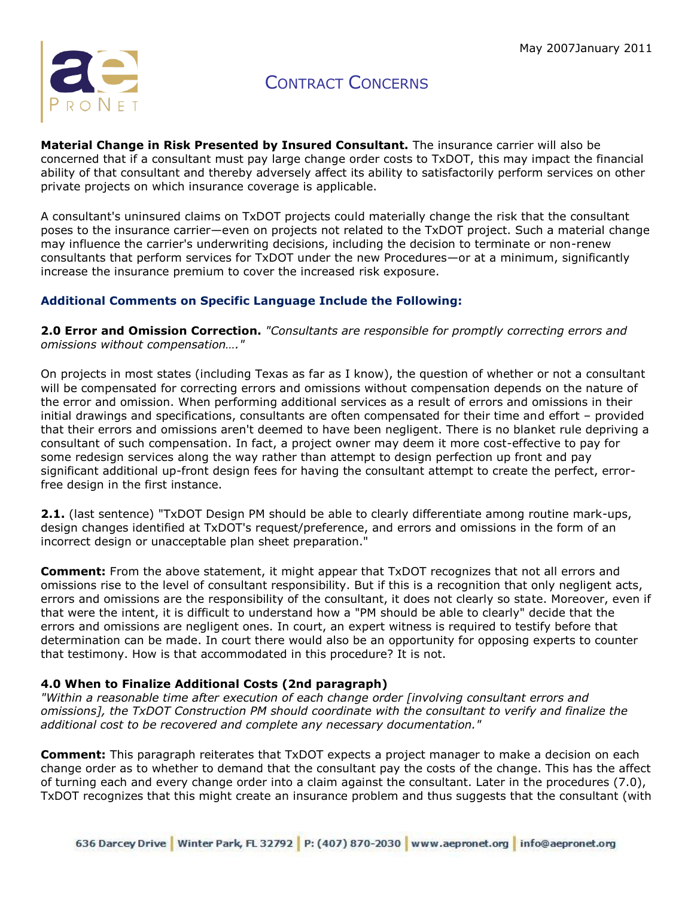# Contract Concerns

**Material Change in Risk Presented by Insured Consultant.** The insurance carrier will also be concerned that if a consultant must pay large change order costs to TxDOT, this may impact the financial ability of that consultant and thereby adversely affect its ability to satisfactorily perform services on other private projects on which insurance coverage is applicable.

A consultant's uninsured claims on TxDOT projects could materially change the risk that the consultant poses to the insurance carrier—even on projects not related to the TxDOT project. Such a material change may influence the carrier's underwriting decisions, including the decision to terminate or non-renew consultants that perform services for TxDOT under the new Procedures—or at a minimum, significantly increase the insurance premium to cover the increased risk exposure.

### Additional Comments on Specific Language Include the Following:

**2.0 Error and Omission Correction.** *"Consultants are responsible for promptly correcting errors and omissions without compensation…."*

On projects in most states (including Texas as far as I know), the question of whether or not a consultant will be compensated for correcting errors and omissions without compensation depends on the nature of the error and omission. When performing additional services as a result of errors and omissions in their initial drawings and specifications, consultants are often compensated for their time and effort – provided that their errors and omissions aren't deemed to have been negligent. There is no blanket rule depriving a consultant of such compensation. In fact, a project owner may deem it more cost-effective to pay for some redesign services along the way rather than attempt to design perfection up front and pay significant additional up-front design fees for having the consultant attempt to create the perfect, error-free design in the first instance.

**2.1.** (last sentence) "TxDOT Design PM should be able to clearly differentiate among routine mark-ups, design changes identified at TxDOT's request/preference, and errors and omissions in the form of an incorrect design or unacceptable plan sheet preparation."

**Comment:** From the above statement, it might appear that TxDOT recognizes that not all errors and omissions rise to the level of consultant responsibility. But if this is a recognition that only negligent acts, errors and omissions are the responsibility of the consultant, it does not clearly so state. Moreover, even if that were the intent, it is difficult to understand how a "PM should be able to clearly" decide that the errors and omissions are negligent ones. In court, an expert witness is required to testify before that determination can be made. In court there would also be an opportunity for opposing experts to counter that testimony. How is that accommodated in this procedure? It is not.

**4.0 When to Finalize Additional Costs (2nd paragraph)**
*"Within a reasonable time after execution of each change order [involving consultant errors and omissions], the TxDOT Construction PM should coordinate with the consultant to verify and finalize the additional cost to be recovered and complete any necessary documentation."*

**Comment:** This paragraph reiterates that TxDOT expects a project manager to make a decision on each change order as to whether to demand that the consultant pay the costs of the change. This has the affect of turning each and every change order into a claim against the consultant. Later in the procedures (7.0), TxDOT recognizes that this might create an insurance problem and thus suggests that the consultant (with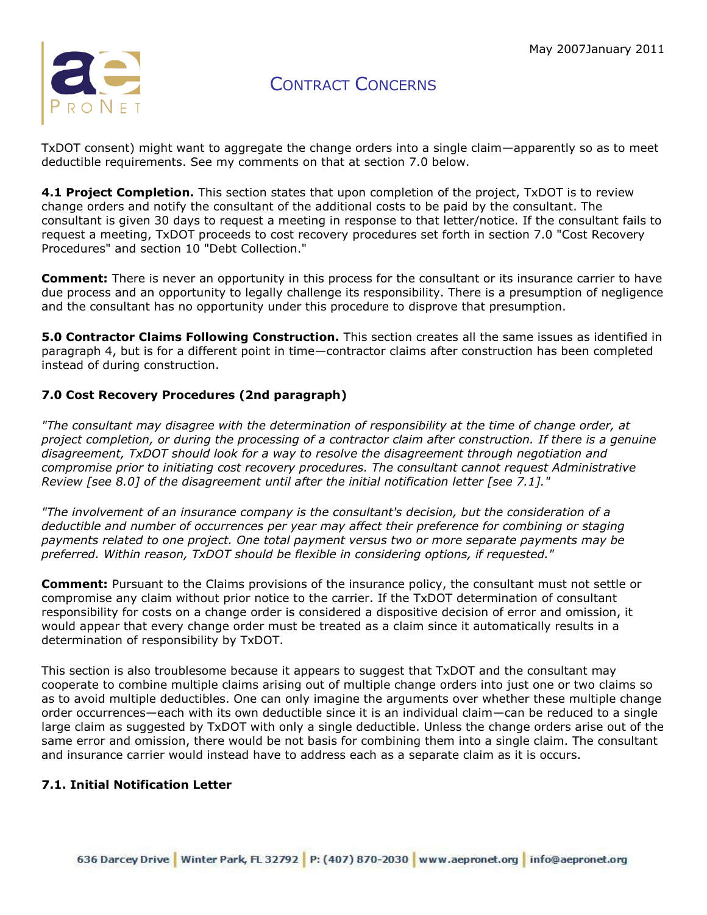TxDOT consent) might want to aggregate the change orders into a single claim—apparently so as to meet deductible requirements. See my comments on that at section 7.0 below.

**4.1 Project Completion.** This section states that upon completion of the project, TxDOT is to review change orders and notify the consultant of the additional costs to be paid by the consultant. The consultant is given 30 days to request a meeting in response to that letter/notice. If the consultant fails to request a meeting, TxDOT proceeds to cost recovery procedures set forth in section 7.0 "Cost Recovery Procedures" and section 10 "Debt Collection."

**Comment:** There is never an opportunity in this process for the consultant or its insurance carrier to have due process and an opportunity to legally challenge its responsibility. There is a presumption of negligence and the consultant has no opportunity under this procedure to disprove that presumption.

**5.0 Contractor Claims Following Construction.** This section creates all the same issues as identified in paragraph 4, but is for a different point in time—contractor claims after construction has been completed instead of during construction.

**7.0 Cost Recovery Procedures (2nd paragraph)**

*"The consultant may disagree with the determination of responsibility at the time of change order, at project completion, or during the processing of a contractor claim after construction. If there is a genuine disagreement, TxDOT should look for a way to resolve the disagreement through negotiation and compromise prior to initiating cost recovery procedures. The consultant cannot request Administrative Review [see 8.0] of the disagreement until after the initial notification letter [see 7.1]."*

*"The involvement of an insurance company is the consultant's decision, but the consideration of a deductible and number of occurrences per year may affect their preference for combining or staging payments related to one project. One total payment versus two or more separate payments may be preferred. Within reason, TxDOT should be flexible in considering options, if requested."*

**Comment:** Pursuant to the Claims provisions of the insurance policy, the consultant must not settle or compromise any claim without prior notice to the carrier. If the TxDOT determination of consultant responsibility for costs on a change order is considered a dispositive decision of error and omission, it would appear that every change order must be treated as a claim since it automatically results in a determination of responsibility by TxDOT.

This section is also troublesome because it appears to suggest that TxDOT and the consultant may cooperate to combine multiple claims arising out of multiple change orders into just one or two claims so as to avoid multiple deductibles. One can only imagine the arguments over whether these multiple change order occurrences—each with its own deductible since it is an individual claim—can be reduced to a single large claim as suggested by TxDOT with only a single deductible. Unless the change orders arise out of the same error and omission, there would be not basis for combining them into a single claim. The consultant and insurance carrier would instead have to address each as a separate claim as it is occurs.

**7.1. Initial Notification Letter**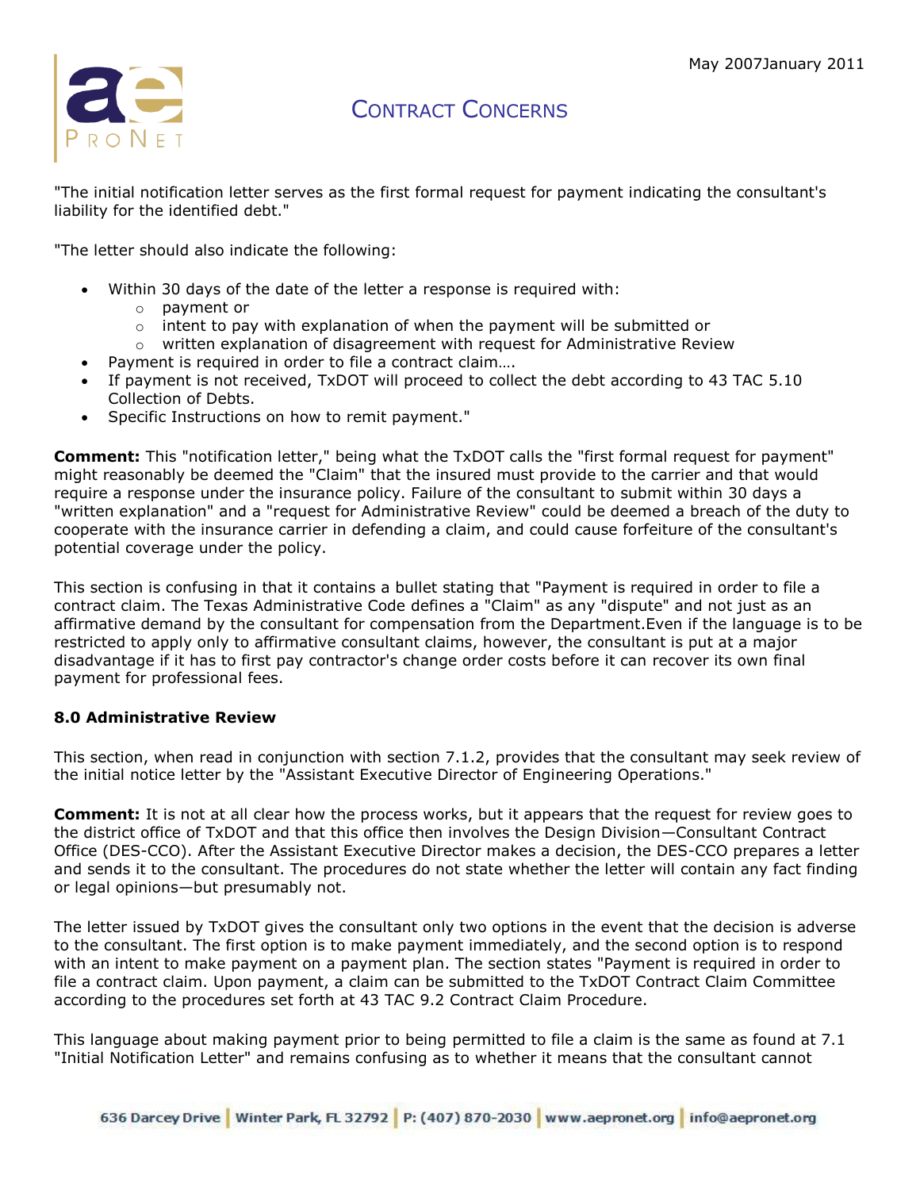"The initial notification letter serves as the first formal request for payment indicating the consultant's liability for the identified debt."

"The letter should also indicate the following:

- Within 30 days of the date of the letter a response is required with:
  - payment or
  - intent to pay with explanation of when the payment will be submitted or
  - written explanation of disagreement with request for Administrative Review
- Payment is required in order to file a contract claim….
- If payment is not received, TxDOT will proceed to collect the debt according to 43 TAC 5.10 Collection of Debts.
- Specific Instructions on how to remit payment."

**Comment:** This "notification letter," being what the TxDOT calls the "first formal request for payment" might reasonably be deemed the "Claim" that the insured must provide to the carrier and that would require a response under the insurance policy. Failure of the consultant to submit within 30 days a "written explanation" and a "request for Administrative Review" could be deemed a breach of the duty to cooperate with the insurance carrier in defending a claim, and could cause forfeiture of the consultant's potential coverage under the policy.

This section is confusing in that it contains a bullet stating that "Payment is required in order to file a contract claim. The Texas Administrative Code defines a "Claim" as any "dispute" and not just as an affirmative demand by the consultant for compensation from the Department.Even if the language is to be restricted to apply only to affirmative consultant claims, however, the consultant is put at a major disadvantage if it has to first pay contractor's change order costs before it can recover its own final payment for professional fees.

**8.0 Administrative Review**

This section, when read in conjunction with section 7.1.2, provides that the consultant may seek review of the initial notice letter by the "Assistant Executive Director of Engineering Operations."

**Comment:** It is not at all clear how the process works, but it appears that the request for review goes to the district office of TxDOT and that this office then involves the Design Division—Consultant Contract Office (DES-CCO). After the Assistant Executive Director makes a decision, the DES-CCO prepares a letter and sends it to the consultant. The procedures do not state whether the letter will contain any fact finding or legal opinions—but presumably not.

The letter issued by TxDOT gives the consultant only two options in the event that the decision is adverse to the consultant. The first option is to make payment immediately, and the second option is to respond with an intent to make payment on a payment plan. The section states "Payment is required in order to file a contract claim. Upon payment, a claim can be submitted to the TxDOT Contract Claim Committee according to the procedures set forth at 43 TAC 9.2 Contract Claim Procedure.

This language about making payment prior to being permitted to file a claim is the same as found at 7.1 "Initial Notification Letter" and remains confusing as to whether it means that the consultant cannot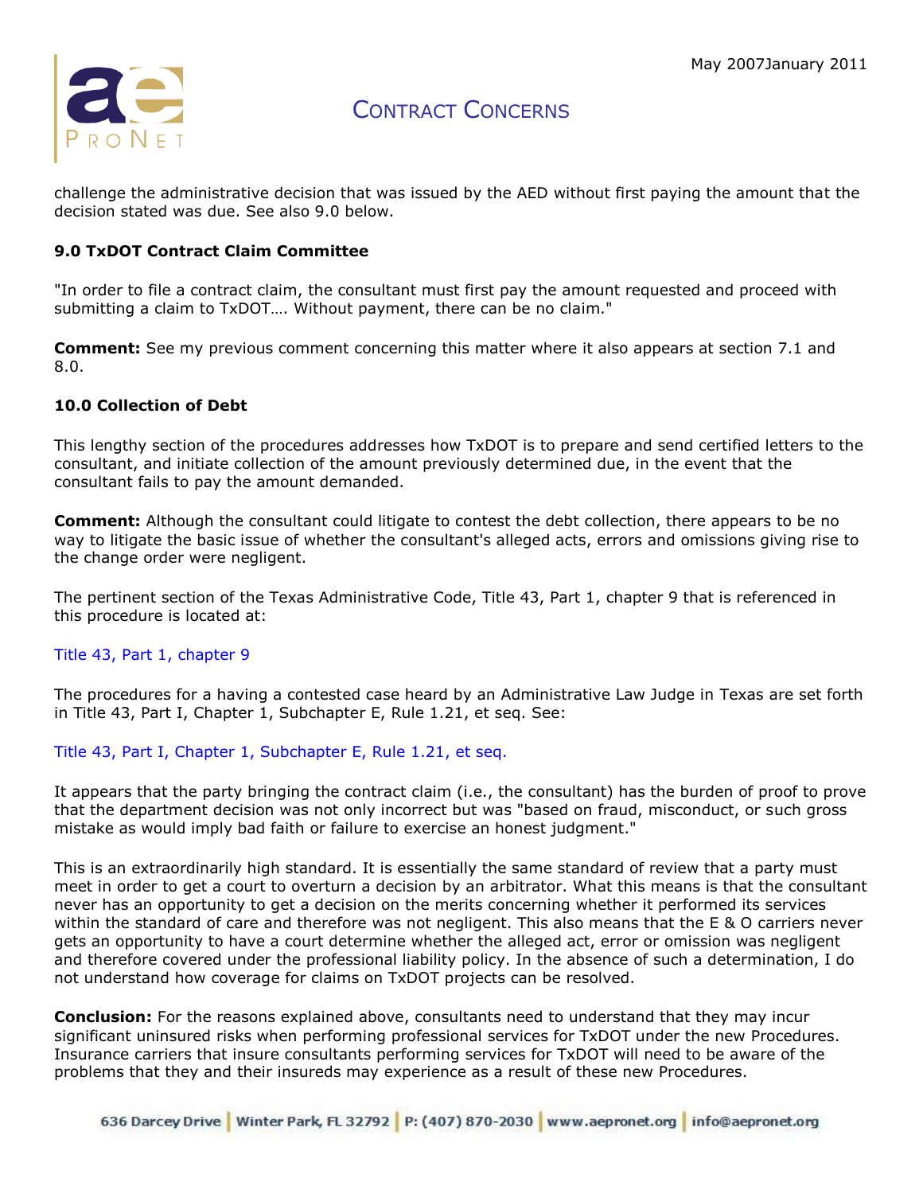challenge the administrative decision that was issued by the AED without first paying the amount that the decision stated was due. See also 9.0 below.

### 9.0 TxDOT Contract Claim Committee

"In order to file a contract claim, the consultant must first pay the amount requested and proceed with submitting a claim to TxDOT…. Without payment, there can be no claim."

**Comment:** See my previous comment concerning this matter where it also appears at section 7.1 and 8.0.

### 10.0 Collection of Debt

This lengthy section of the procedures addresses how TxDOT is to prepare and send certified letters to the consultant, and initiate collection of the amount previously determined due, in the event that the consultant fails to pay the amount demanded.

**Comment:** Although the consultant could litigate to contest the debt collection, there appears to be no way to litigate the basic issue of whether the consultant's alleged acts, errors and omissions giving rise to the change order were negligent.

The pertinent section of the Texas Administrative Code, Title 43, Part 1, chapter 9 that is referenced in this procedure is located at:

Title 43, Part 1, chapter 9

The procedures for a having a contested case heard by an Administrative Law Judge in Texas are set forth in Title 43, Part I, Chapter 1, Subchapter E, Rule 1.21, et seq. See:

Title 43, Part I, Chapter 1, Subchapter E, Rule 1.21, et seq.

It appears that the party bringing the contract claim (i.e., the consultant) has the burden of proof to prove that the department decision was not only incorrect but was "based on fraud, misconduct, or such gross mistake as would imply bad faith or failure to exercise an honest judgment."

This is an extraordinarily high standard. It is essentially the same standard of review that a party must meet in order to get a court to overturn a decision by an arbitrator. What this means is that the consultant never has an opportunity to get a decision on the merits concerning whether it performed its services within the standard of care and therefore was not negligent. This also means that the E & O carriers never gets an opportunity to have a court determine whether the alleged act, error or omission was negligent and therefore covered under the professional liability policy. In the absence of such a determination, I do not understand how coverage for claims on TxDOT projects can be resolved.

**Conclusion:** For the reasons explained above, consultants need to understand that they may incur significant uninsured risks when performing professional services for TxDOT under the new Procedures. Insurance carriers that insure consultants performing services for TxDOT will need to be aware of the problems that they and their insureds may experience as a result of these new Procedures.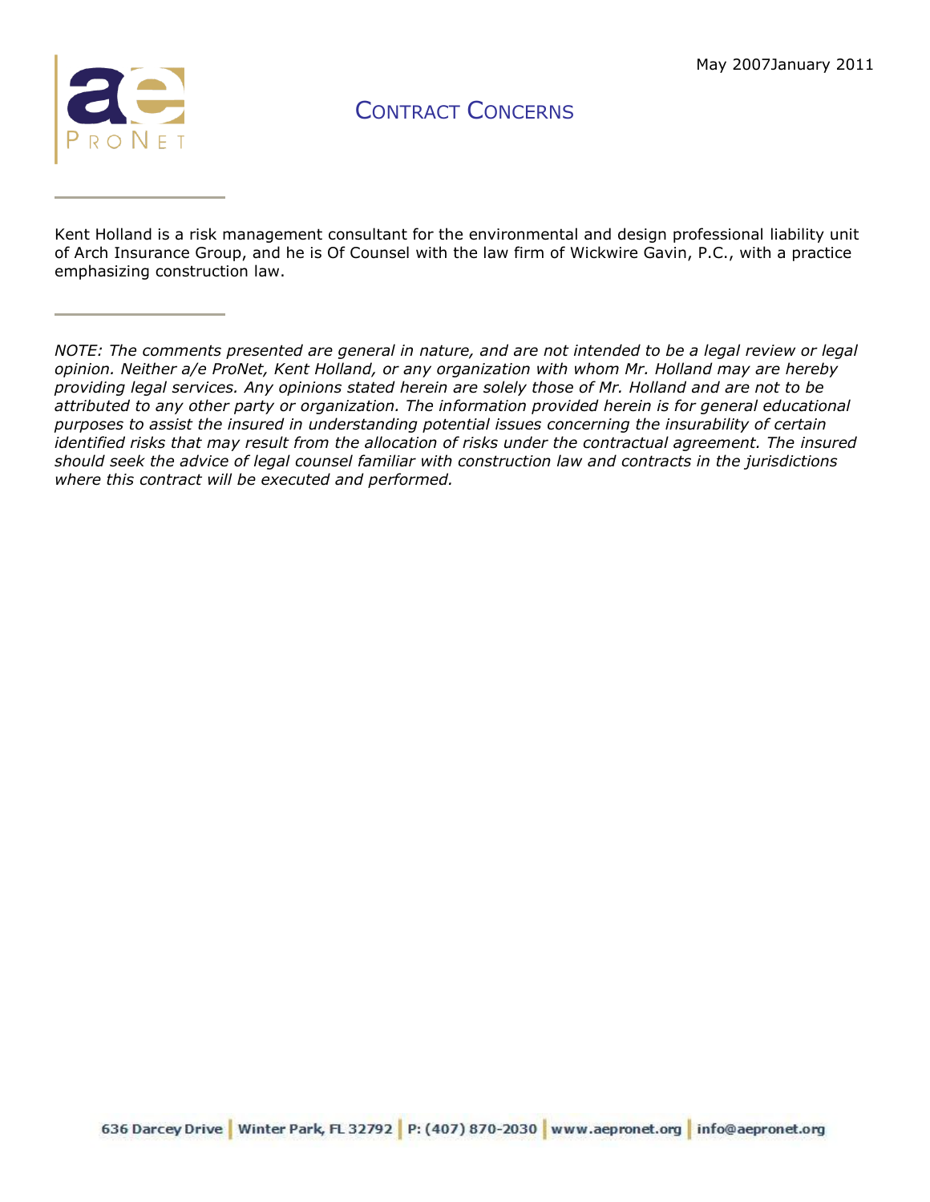May 2007January 2011

# CONTRACT CONCERNS

Kent Holland is a risk management consultant for the environmental and design professional liability unit of Arch Insurance Group, and he is Of Counsel with the law firm of Wickwire Gavin, P.C., with a practice emphasizing construction law.

*NOTE: The comments presented are general in nature, and are not intended to be a legal review or legal opinion. Neither a/e ProNet, Kent Holland, or any organization with whom Mr. Holland may are hereby providing legal services. Any opinions stated herein are solely those of Mr. Holland and are not to be attributed to any other party or organization. The information provided herein is for general educational purposes to assist the insured in understanding potential issues concerning the insurability of certain identified risks that may result from the allocation of risks under the contractual agreement. The insured should seek the advice of legal counsel familiar with construction law and contracts in the jurisdictions where this contract will be executed and performed.*